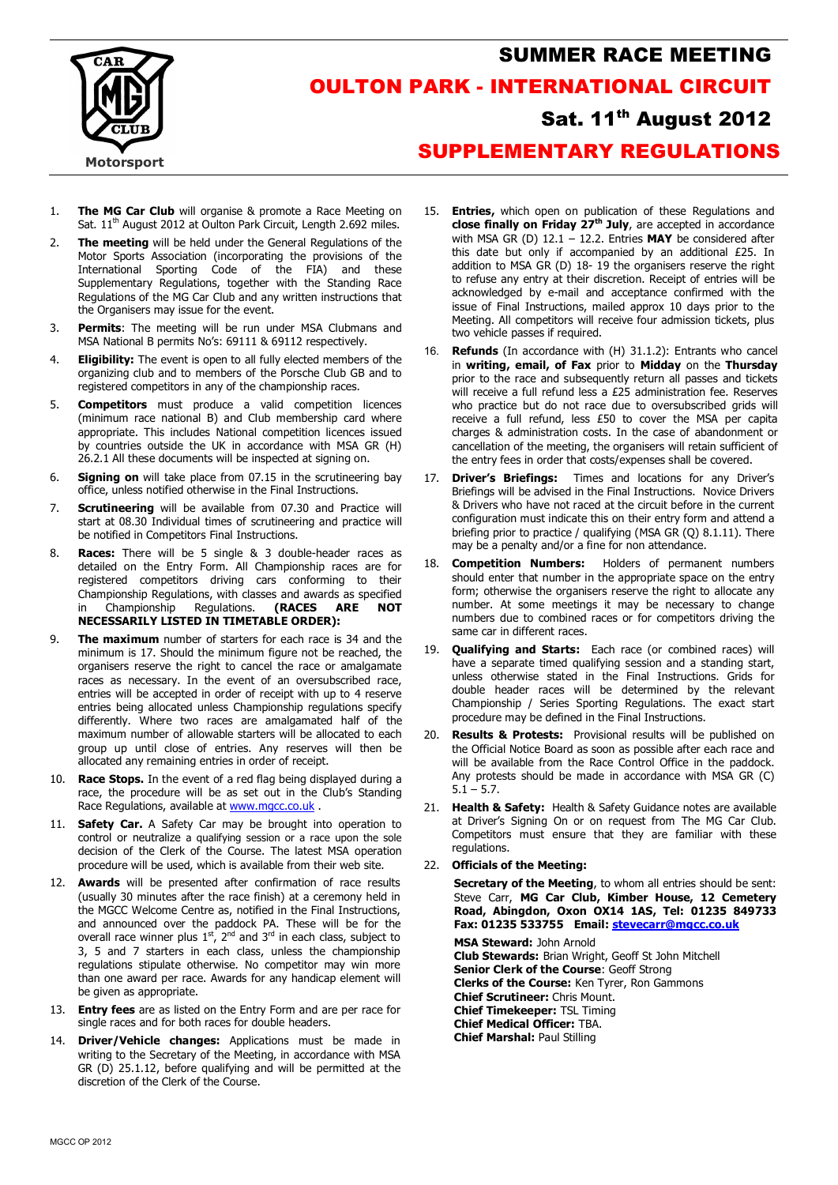CAR MG CLUB
Motorsport

# SUMMER RACE MEETING

## OULTON PARK - INTERNATIONAL CIRCUIT

## Sat. 11th August 2012

## SUPPLEMENTARY REGULATIONS

1. **The MG Car Club** will organise & promote a Race Meeting on Sat. 11th August 2012 at Oulton Park Circuit, Length 2.692 miles.
2. **The meeting** will be held under the General Regulations of the Motor Sports Association (incorporating the provisions of the International Sporting Code of the FIA) and these Supplementary Regulations, together with the Standing Race Regulations of the MG Car Club and any written instructions that the Organisers may issue for the event.
3. **Permits**: The meeting will be run under MSA Clubmans and MSA National B permits No's: 69111 & 69112 respectively.
4. **Eligibility:** The event is open to all fully elected members of the organizing club and to members of the Porsche Club GB and to registered competitors in any of the championship races.
5. **Competitors** must produce a valid competition licences (minimum race national B) and Club membership card where appropriate. This includes National competition licences issued by countries outside the UK in accordance with MSA GR (H) 26.2.1 All these documents will be inspected at signing on.
6. **Signing on** will take place from 07.15 in the scrutineering bay office, unless notified otherwise in the Final Instructions.
7. **Scrutineering** will be available from 07.30 and Practice will start at 08.30 Individual times of scrutineering and practice will be notified in Competitors Final Instructions.
8. **Races:** There will be 5 single & 3 double-header races as detailed on the Entry Form. All Championship races are for registered competitors driving cars conforming to their Championship Regulations, with classes and awards as specified in Championship Regulations. **(RACES ARE NOT NECESSARILY LISTED IN TIMETABLE ORDER):**
9. **The maximum** number of starters for each race is 34 and the minimum is 17. Should the minimum figure not be reached, the organisers reserve the right to cancel the race or amalgamate races as necessary. In the event of an oversubscribed race, entries will be accepted in order of receipt with up to 4 reserve entries being allocated unless Championship regulations specify differently. Where two races are amalgamated half of the maximum number of allowable starters will be allocated to each group up until close of entries. Any reserves will then be allocated any remaining entries in order of receipt.
10. **Race Stops.** In the event of a red flag being displayed during a race, the procedure will be as set out in the Club's Standing Race Regulations, available at www.mgcc.co.uk .
11. **Safety Car.** A Safety Car may be brought into operation to control or neutralize a qualifying session or a race upon the sole decision of the Clerk of the Course. The latest MSA operation procedure will be used, which is available from their web site.
12. **Awards** will be presented after confirmation of race results (usually 30 minutes after the race finish) at a ceremony held in the MGCC Welcome Centre as, notified in the Final Instructions, and announced over the paddock PA. These will be for the overall race winner plus 1st, 2nd and 3rd in each class, subject to 3, 5 and 7 starters in each class, unless the championship regulations stipulate otherwise. No competitor may win more than one award per race. Awards for any handicap element will be given as appropriate.
13. **Entry fees** are as listed on the Entry Form and are per race for single races and for both races for double headers.
14. **Driver/Vehicle changes:** Applications must be made in writing to the Secretary of the Meeting, in accordance with MSA GR (D) 25.1.12, before qualifying and will be permitted at the discretion of the Clerk of the Course.
15. **Entries,** which open on publication of these Regulations and **close finally on Friday 27th July**, are accepted in accordance with MSA GR (D) 12.1 – 12.2. Entries **MAY** be considered after this date but only if accompanied by an additional £25. In addition to MSA GR (D) 18- 19 the organisers reserve the right to refuse any entry at their discretion. Receipt of entries will be acknowledged by e-mail and acceptance confirmed with the issue of Final Instructions, mailed approx 10 days prior to the Meeting. All competitors will receive four admission tickets, plus two vehicle passes if required.
16. **Refunds** (In accordance with (H) 31.1.2): Entrants who cancel in **writing, email, of Fax** prior to **Midday** on the **Thursday** prior to the race and subsequently return all passes and tickets will receive a full refund less a £25 administration fee. Reserves who practice but do not race due to oversubscribed grids will receive a full refund, less £50 to cover the MSA per capita charges & administration costs. In the case of abandonment or cancellation of the meeting, the organisers will retain sufficient of the entry fees in order that costs/expenses shall be covered.
17. **Driver's Briefings:** Times and locations for any Driver's Briefings will be advised in the Final Instructions. Novice Drivers & Drivers who have not raced at the circuit before in the current configuration must indicate this on their entry form and attend a briefing prior to practice / qualifying (MSA GR (Q) 8.1.11). There may be a penalty and/or a fine for non attendance.
18. **Competition Numbers:** Holders of permanent numbers should enter that number in the appropriate space on the entry form; otherwise the organisers reserve the right to allocate any number. At some meetings it may be necessary to change numbers due to combined races or for competitors driving the same car in different races.
19. **Qualifying and Starts:** Each race (or combined races) will have a separate timed qualifying session and a standing start, unless otherwise stated in the Final Instructions. Grids for double header races will be determined by the relevant Championship / Series Sporting Regulations. The exact start procedure may be defined in the Final Instructions.
20. **Results & Protests:** Provisional results will be published on the Official Notice Board as soon as possible after each race and will be available from the Race Control Office in the paddock. Any protests should be made in accordance with MSA GR (C) 5.1 – 5.7.
21. **Health & Safety:** Health & Safety Guidance notes are available at Driver's Signing On or on request from The MG Car Club. Competitors must ensure that they are familiar with these regulations.
22. **Officials of the Meeting:**

    **Secretary of the Meeting**, to whom all entries should be sent: Steve Carr, **MG Car Club, Kimber House, 12 Cemetery Road, Abingdon, Oxon OX14 1AS, Tel: 01235 849733 Fax: 01235 533755 Email: stevecarr@mgcc.co.uk**

    **MSA Steward:** John Arnold
    **Club Stewards:** Brian Wright, Geoff St John Mitchell
    **Senior Clerk of the Course**: Geoff Strong
    **Clerks of the Course:** Ken Tyrer, Ron Gammons
    **Chief Scrutineer:** Chris Mount.
    **Chief Timekeeper:** TSL Timing
    **Chief Medical Officer:** TBA.
    **Chief Marshal:** Paul Stilling

MGCC OP 2012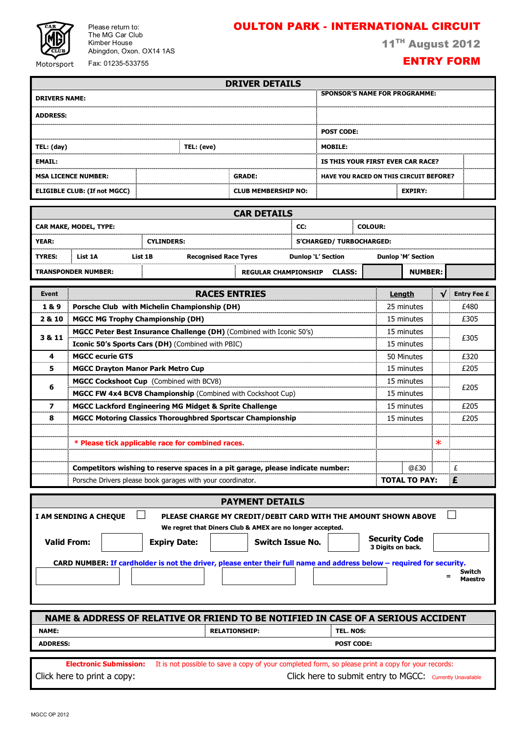Please return to:
The MG Car Club
Kimber House
Abingdon, Oxon. OX14 1AS

Fax: 01235-533755

Motorsport

# OULTON PARK - INTERNATIONAL CIRCUIT

## 11TH August 2012

## ENTRY FORM

## DRIVER DETAILS

| | | | | |
|---|---|---|---|---|
| DRIVERS NAME: | | | SPONSOR'S NAME FOR PROGRAMME: | |
| ADDRESS: | | | | |
| | | | POST CODE: | |
| TEL: (day) | TEL: (eve) | | MOBILE: | |
| EMAIL: | | | IS THIS YOUR FIRST EVER CAR RACE? | |
| MSA LICENCE NUMBER: | | GRADE: | HAVE YOU RACED ON THIS CIRCUIT BEFORE? | |
| ELIGIBLE CLUB: (If not MGCC) | | CLUB MEMBERSHIP NO: | | EXPIRY: |

## CAR DETAILS

| | | | |
|---|---|---|---|
| CAR MAKE, MODEL, TYPE: | | CC: | COLOUR: |
| YEAR: | CYLINDERS: | S'CHARGED/ TURBOCHARGED: | |
| TYRES: List 1A List 1B Recognised Race Tyres | | Dunlop 'L' Section | Dunlop 'M' Section |
| TRANSPONDER NUMBER: | REGULAR CHAMPIONSHIP | CLASS: | NUMBER: |

## RACES ENTRIES

| Event | RACES ENTRIES | Length | √ | Entry Fee £ |
|---|---|---|---|---|
| 1 & 9 | **Porsche Club with Michelin Championship (DH)** | 25 minutes | | £480 |
| 2 & 10 | **MGCC MG Trophy Championship (DH)** | 15 minutes | | £305 |
| 3 & 11 | **MGCC Peter Best Insurance Challenge (DH)** (Combined with Iconic 50's) | 15 minutes | | £305 |
| | **Iconic 50's Sports Cars (DH)** (Combined with PBIC) | 15 minutes | | |
| 4 | **MGCC ecurie GTS** | 50 Minutes | | £320 |
| 5 | **MGCC Drayton Manor Park Metro Cup** | 15 minutes | | £205 |
| 6 | **MGCC Cockshoot Cup** (Combined with BCV8) | 15 minutes | | £205 |
| | **MGCC FW 4x4 BCV8 Championship** (Combined with Cockshoot Cup) | 15 minutes | | |
| 7 | **MGCC Lackford Engineering MG Midget & Sprite Challenge** | 15 minutes | | £205 |
| 8 | **MGCC Motoring Classics Thoroughbred Sportscar Championship** | 15 minutes | | £205 |
| | | | | |
| | * **Please tick applicable race for combined races.** | | * | |
| | | | | |
| | **Competitors wishing to reserve spaces in a pit garage, please indicate number:** | @£30 | | £ |
| | Porsche Drivers please book garages with your coordinator. | **TOTAL TO PAY:** | | **£** |

## PAYMENT DETAILS

**I AM SENDING A CHEQUE** ☐ **PLEASE CHARGE MY CREDIT/DEBIT CARD WITH THE AMOUNT SHOWN ABOVE** ☐

**We regret that Diners Club & AMEX are no longer accepted.**

**Valid From:** **Expiry Date:** **Switch Issue No.** **Security Code** 3 Digits on back.

**CARD NUMBER:** **If cardholder is not the driver, please enter their full name and address below – required for security.**

= Switch Maestro

## NAME & ADDRESS OF RELATIVE OR FRIEND TO BE NOTIFIED IN CASE OF A SERIOUS ACCIDENT

| | | |
|---|---|---|
| NAME: | RELATIONSHIP: | TEL. NOS: |
| ADDRESS: | | POST CODE: |

**Electronic Submission:** It is not possible to save a copy of your completed form, so please print a copy for your records:

Click here to print a copy: Click here to submit entry to MGCC: Currently Unavailable

MGCC OP 2012